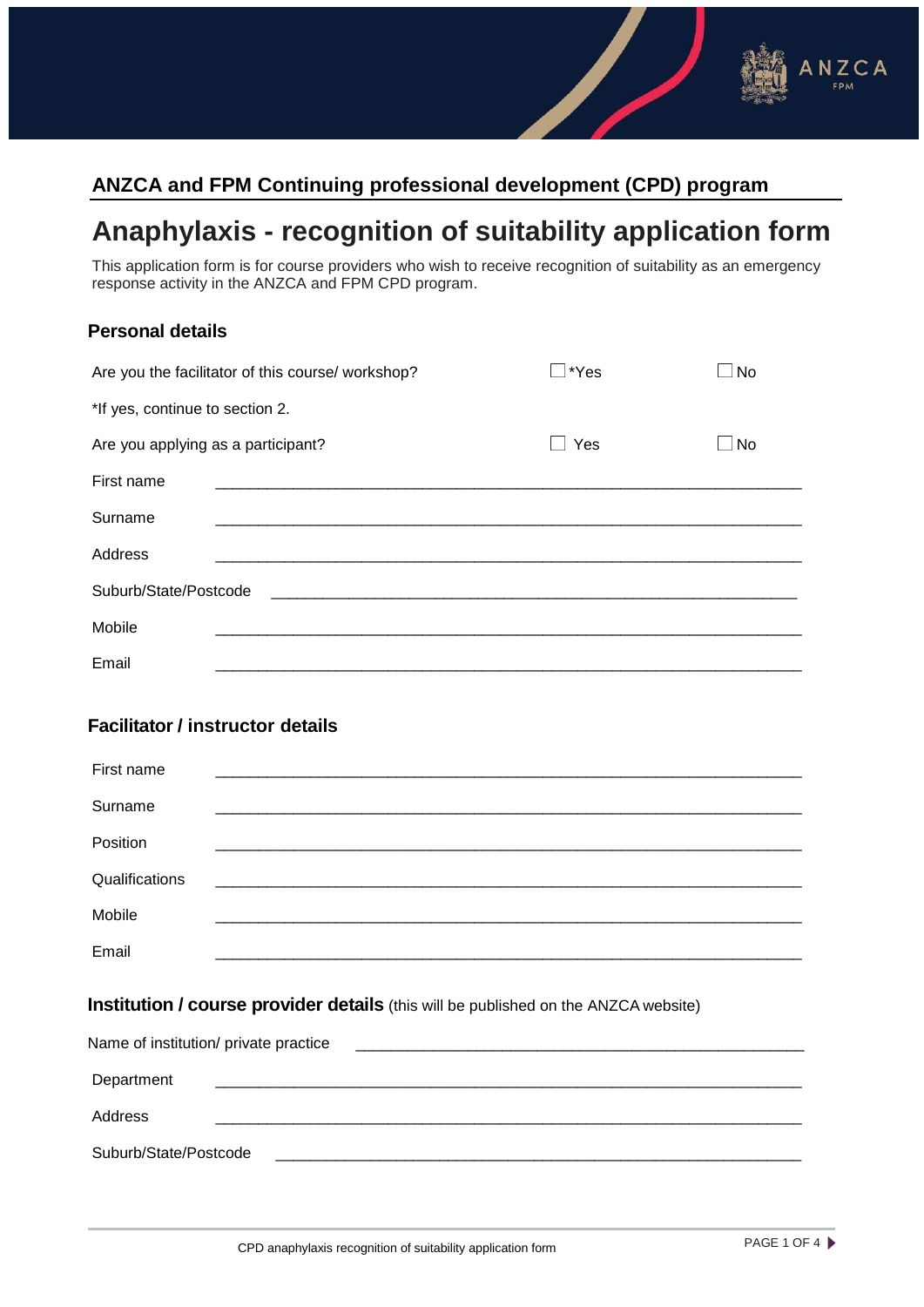## ANZCA and FPM Continuing professional development (CPD) program

# Anaphylaxis - recognition of suitability application form

This application form is for course providers who wish to receive recognition of suitability as an emergency response activity in the ANZCA and FPM CPD program.

### Personal details

Are you the facilitator of this course/ workshop? ☐ *Yes ☐ No

*If yes, continue to section 2.

Are you applying as a participant? ☐ Yes ☐ No

First name \_\_\_\_\_\_\_\_\_\_\_\_\_\_\_\_\_\_\_\_\_\_\_\_\_\_\_\_\_\_\_\_\_\_\_\_\_\_\_\_\_\_\_\_\_\_\_\_\_\_\_\_\_\_\_\_\_\_

Surname \_\_\_\_\_\_\_\_\_\_\_\_\_\_\_\_\_\_\_\_\_\_\_\_\_\_\_\_\_\_\_\_\_\_\_\_\_\_\_\_\_\_\_\_\_\_\_\_\_\_\_\_\_\_\_\_\_\_

Address \_\_\_\_\_\_\_\_\_\_\_\_\_\_\_\_\_\_\_\_\_\_\_\_\_\_\_\_\_\_\_\_\_\_\_\_\_\_\_\_\_\_\_\_\_\_\_\_\_\_\_\_\_\_\_\_\_\_

Suburb/State/Postcode \_\_\_\_\_\_\_\_\_\_\_\_\_\_\_\_\_\_\_\_\_\_\_\_\_\_\_\_\_\_\_\_\_\_\_\_\_\_\_\_\_\_\_\_\_\_\_\_\_\_

Mobile \_\_\_\_\_\_\_\_\_\_\_\_\_\_\_\_\_\_\_\_\_\_\_\_\_\_\_\_\_\_\_\_\_\_\_\_\_\_\_\_\_\_\_\_\_\_\_\_\_\_\_\_\_\_\_\_\_\_

Email \_\_\_\_\_\_\_\_\_\_\_\_\_\_\_\_\_\_\_\_\_\_\_\_\_\_\_\_\_\_\_\_\_\_\_\_\_\_\_\_\_\_\_\_\_\_\_\_\_\_\_\_\_\_\_\_\_\_

### Facilitator / instructor details

First name \_\_\_\_\_\_\_\_\_\_\_\_\_\_\_\_\_\_\_\_\_\_\_\_\_\_\_\_\_\_\_\_\_\_\_\_\_\_\_\_\_\_\_\_\_\_\_\_\_\_\_\_\_\_\_\_\_\_

Surname \_\_\_\_\_\_\_\_\_\_\_\_\_\_\_\_\_\_\_\_\_\_\_\_\_\_\_\_\_\_\_\_\_\_\_\_\_\_\_\_\_\_\_\_\_\_\_\_\_\_\_\_\_\_\_\_\_\_

Position \_\_\_\_\_\_\_\_\_\_\_\_\_\_\_\_\_\_\_\_\_\_\_\_\_\_\_\_\_\_\_\_\_\_\_\_\_\_\_\_\_\_\_\_\_\_\_\_\_\_\_\_\_\_\_\_\_\_

Qualifications \_\_\_\_\_\_\_\_\_\_\_\_\_\_\_\_\_\_\_\_\_\_\_\_\_\_\_\_\_\_\_\_\_\_\_\_\_\_\_\_\_\_\_\_\_\_\_\_\_\_\_\_\_\_\_\_\_\_

Mobile \_\_\_\_\_\_\_\_\_\_\_\_\_\_\_\_\_\_\_\_\_\_\_\_\_\_\_\_\_\_\_\_\_\_\_\_\_\_\_\_\_\_\_\_\_\_\_\_\_\_\_\_\_\_\_\_\_\_

Email \_\_\_\_\_\_\_\_\_\_\_\_\_\_\_\_\_\_\_\_\_\_\_\_\_\_\_\_\_\_\_\_\_\_\_\_\_\_\_\_\_\_\_\_\_\_\_\_\_\_\_\_\_\_\_\_\_\_

### Institution / course provider details (this will be published on the ANZCA website)

Name of institution/ private practice \_\_\_\_\_\_\_\_\_\_\_\_\_\_\_\_\_\_\_\_\_\_\_\_\_\_\_\_\_\_\_\_\_\_\_\_\_\_\_\_\_\_\_\_

Department \_\_\_\_\_\_\_\_\_\_\_\_\_\_\_\_\_\_\_\_\_\_\_\_\_\_\_\_\_\_\_\_\_\_\_\_\_\_\_\_\_\_\_\_\_\_\_\_\_\_\_\_\_\_\_\_\_\_

Address \_\_\_\_\_\_\_\_\_\_\_\_\_\_\_\_\_\_\_\_\_\_\_\_\_\_\_\_\_\_\_\_\_\_\_\_\_\_\_\_\_\_\_\_\_\_\_\_\_\_\_\_\_\_\_\_\_\_

Suburb/State/Postcode \_\_\_\_\_\_\_\_\_\_\_\_\_\_\_\_\_\_\_\_\_\_\_\_\_\_\_\_\_\_\_\_\_\_\_\_\_\_\_\_\_\_\_\_\_\_\_\_\_\_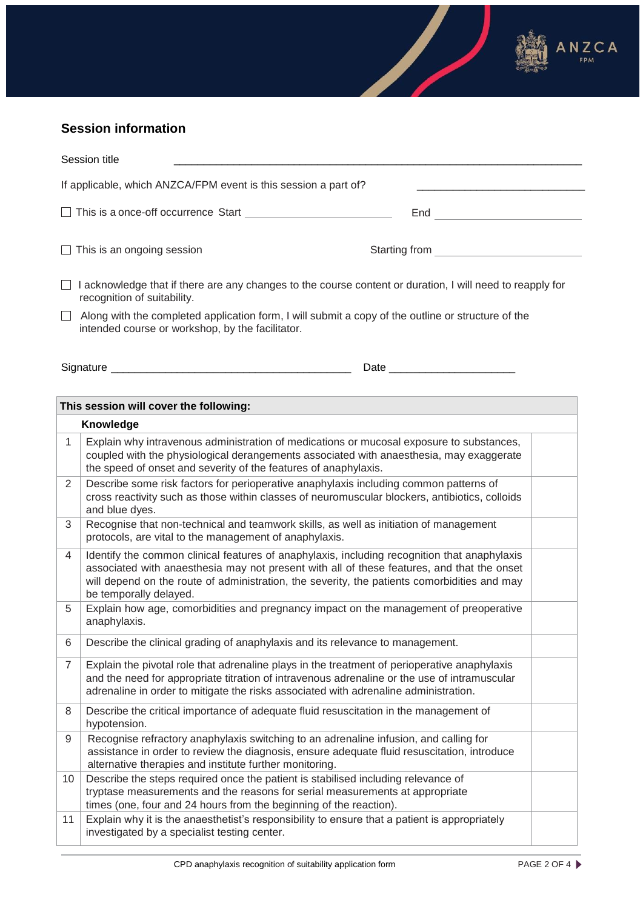## Session information

Session title \_\_\_\_\_\_\_\_\_\_\_\_\_\_\_\_\_\_\_\_\_\_\_\_\_\_\_\_\_\_\_\_\_\_\_\_\_\_\_\_

If applicable, which ANZCA/FPM event is this session a part of? \_\_\_\_\_\_\_\_\_\_\_\_\_\_\_\_\_\_\_\_

☐ This is a once-off occurrence Start \_\_\_\_\_\_\_\_\_\_\_\_\_\_\_\_\_\_\_\_ End \_\_\_\_\_\_\_\_\_\_\_\_\_\_\_\_\_\_\_\_

☐ This is an ongoing session Starting from \_\_\_\_\_\_\_\_\_\_\_\_\_\_\_\_\_\_\_\_

☐ I acknowledge that if there are any changes to the course content or duration, I will need to reapply for recognition of suitability.

☐ Along with the completed application form, I will submit a copy of the outline or structure of the intended course or workshop, by the facilitator.

Signature \_\_\_\_\_\_\_\_\_\_\_\_\_\_\_\_\_\_\_\_\_\_\_\_\_\_\_\_\_\_\_\_\_\_\_\_\_\_\_\_ Date \_\_\_\_\_\_\_\_\_\_\_\_\_\_\_\_\_\_\_\_

| This session will cover the following: | | |
|---|---|---|
| | **Knowledge** | |
| 1 | Explain why intravenous administration of medications or mucosal exposure to substances, coupled with the physiological derangements associated with anaesthesia, may exaggerate the speed of onset and severity of the features of anaphylaxis. | |
| 2 | Describe some risk factors for perioperative anaphylaxis including common patterns of cross reactivity such as those within classes of neuromuscular blockers, antibiotics, colloids and blue dyes. | |
| 3 | Recognise that non-technical and teamwork skills, as well as initiation of management protocols, are vital to the management of anaphylaxis. | |
| 4 | Identify the common clinical features of anaphylaxis, including recognition that anaphylaxis associated with anaesthesia may not present with all of these features, and that the onset will depend on the route of administration, the severity, the patients comorbidities and may be temporally delayed. | |
| 5 | Explain how age, comorbidities and pregnancy impact on the management of preoperative anaphylaxis. | |
| 6 | Describe the clinical grading of anaphylaxis and its relevance to management. | |
| 7 | Explain the pivotal role that adrenaline plays in the treatment of perioperative anaphylaxis and the need for appropriate titration of intravenous adrenaline or the use of intramuscular adrenaline in order to mitigate the risks associated with adrenaline administration. | |
| 8 | Describe the critical importance of adequate fluid resuscitation in the management of hypotension. | |
| 9 | Recognise refractory anaphylaxis switching to an adrenaline infusion, and calling for assistance in order to review the diagnosis, ensure adequate fluid resuscitation, introduce alternative therapies and institute further monitoring. | |
| 10 | Describe the steps required once the patient is stabilised including relevance of tryptase measurements and the reasons for serial measurements at appropriate times (one, four and 24 hours from the beginning of the reaction). | |
| 11 | Explain why it is the anaesthetist's responsibility to ensure that a patient is appropriately investigated by a specialist testing center. | |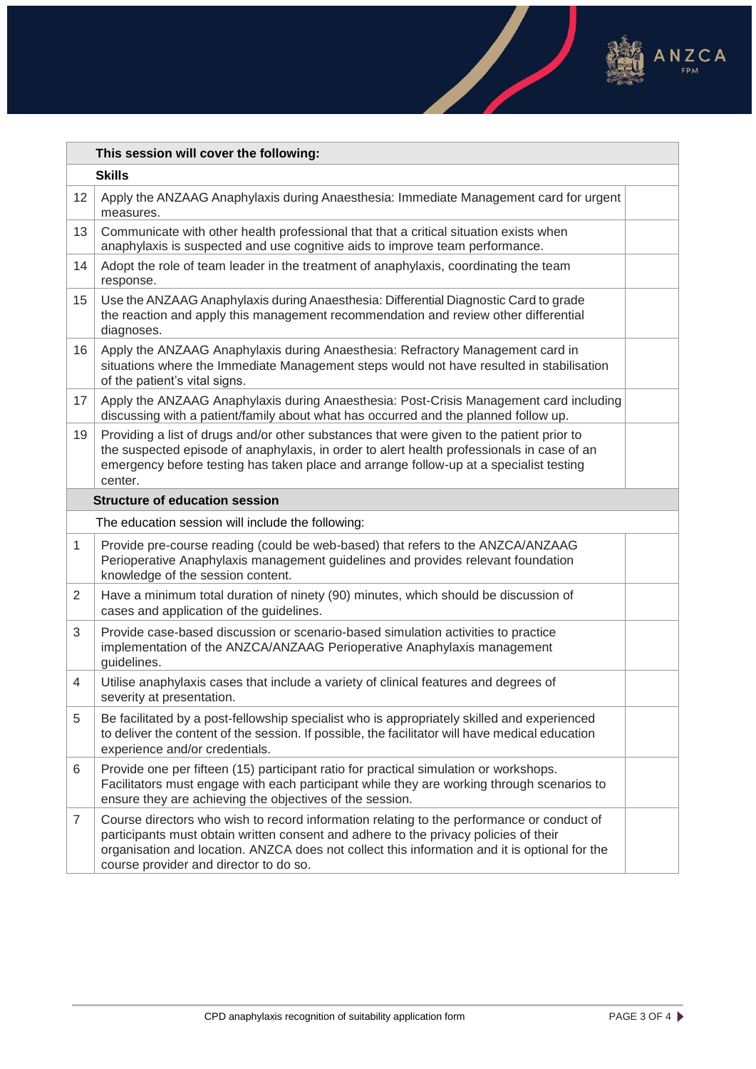| | This session will cover the following: | |
|---|---|---|
| | **Skills** | |
| 12 | Apply the ANZAAG Anaphylaxis during Anaesthesia: Immediate Management card for urgent measures. | |
| 13 | Communicate with other health professional that that a critical situation exists when anaphylaxis is suspected and use cognitive aids to improve team performance. | |
| 14 | Adopt the role of team leader in the treatment of anaphylaxis, coordinating the team response. | |
| 15 | Use the ANZAAG Anaphylaxis during Anaesthesia: Differential Diagnostic Card to grade the reaction and apply this management recommendation and review other differential diagnoses. | |
| 16 | Apply the ANZAAG Anaphylaxis during Anaesthesia: Refractory Management card in situations where the Immediate Management steps would not have resulted in stabilisation of the patient's vital signs. | |
| 17 | Apply the ANZAAG Anaphylaxis during Anaesthesia: Post-Crisis Management card including discussing with a patient/family about what has occurred and the planned follow up. | |
| 19 | Providing a list of drugs and/or other substances that were given to the patient prior to the suspected episode of anaphylaxis, in order to alert health professionals in case of an emergency before testing has taken place and arrange follow-up at a specialist testing center. | |
| | **Structure of education session** | |
| | The education session will include the following: | |
| 1 | Provide pre-course reading (could be web-based) that refers to the ANZCA/ANZAAG Perioperative Anaphylaxis management guidelines and provides relevant foundation knowledge of the session content. | |
| 2 | Have a minimum total duration of ninety (90) minutes, which should be discussion of cases and application of the guidelines. | |
| 3 | Provide case-based discussion or scenario-based simulation activities to practice implementation of the ANZCA/ANZAAG Perioperative Anaphylaxis management guidelines. | |
| 4 | Utilise anaphylaxis cases that include a variety of clinical features and degrees of severity at presentation. | |
| 5 | Be facilitated by a post-fellowship specialist who is appropriately skilled and experienced to deliver the content of the session. If possible, the facilitator will have medical education experience and/or credentials. | |
| 6 | Provide one per fifteen (15) participant ratio for practical simulation or workshops. Facilitators must engage with each participant while they are working through scenarios to ensure they are achieving the objectives of the session. | |
| 7 | Course directors who wish to record information relating to the performance or conduct of participants must obtain written consent and adhere to the privacy policies of their organisation and location. ANZCA does not collect this information and it is optional for the course provider and director to do so. | |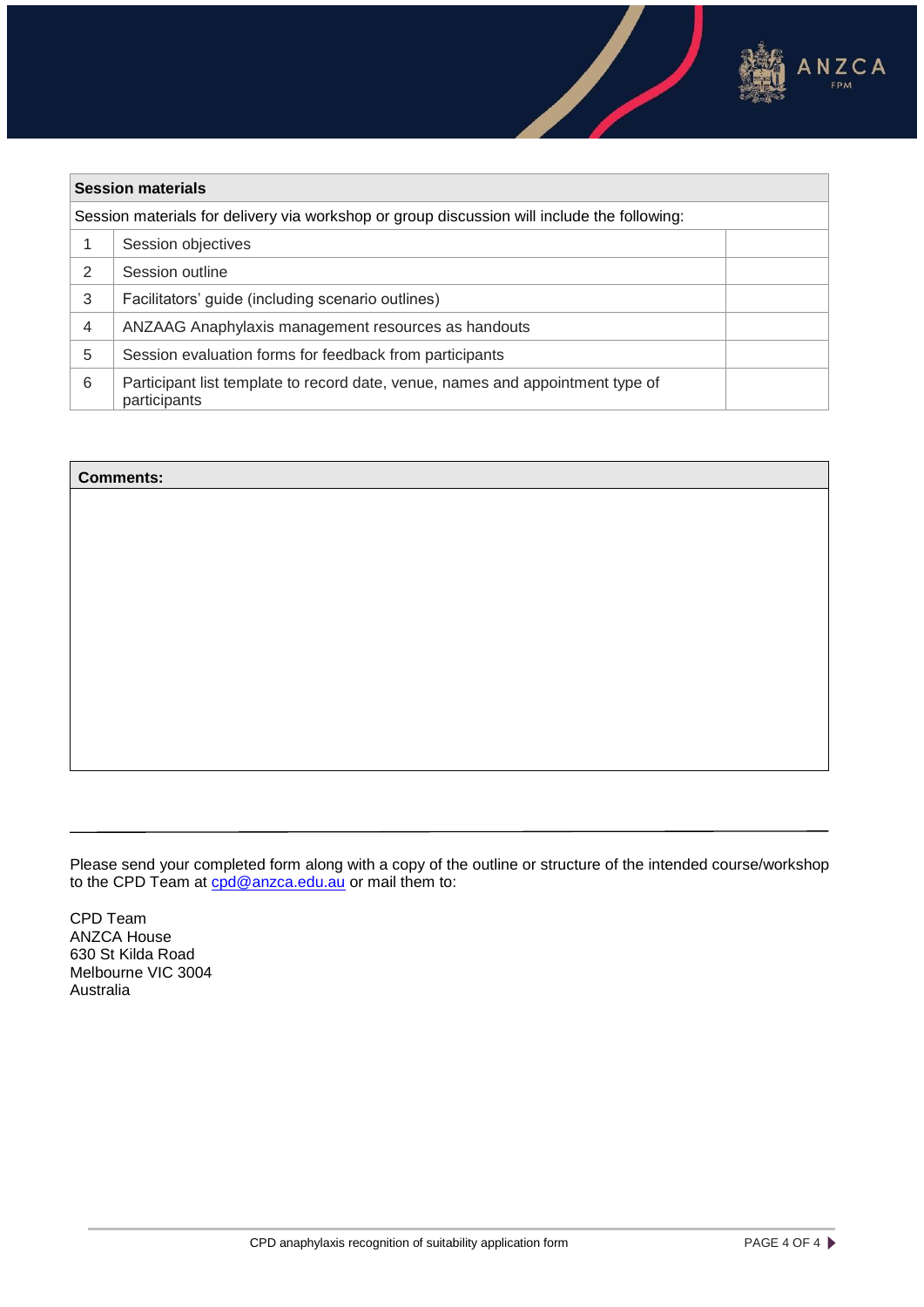| Session materials | | |
|---|---|---|
| Session materials for delivery via workshop or group discussion will include the following: | | |
| 1 | Session objectives | |
| 2 | Session outline | |
| 3 | Facilitators' guide (including scenario outlines) | |
| 4 | ANZAAG Anaphylaxis management resources as handouts | |
| 5 | Session evaluation forms for feedback from participants | |
| 6 | Participant list template to record date, venue, names and appointment type of participants | |

| Comments: |
|---|
| |

---

Please send your completed form along with a copy of the outline or structure of the intended course/workshop to the CPD Team at cpd@anzca.edu.au or mail them to:

CPD Team
ANZCA House
630 St Kilda Road
Melbourne VIC 3004
Australia